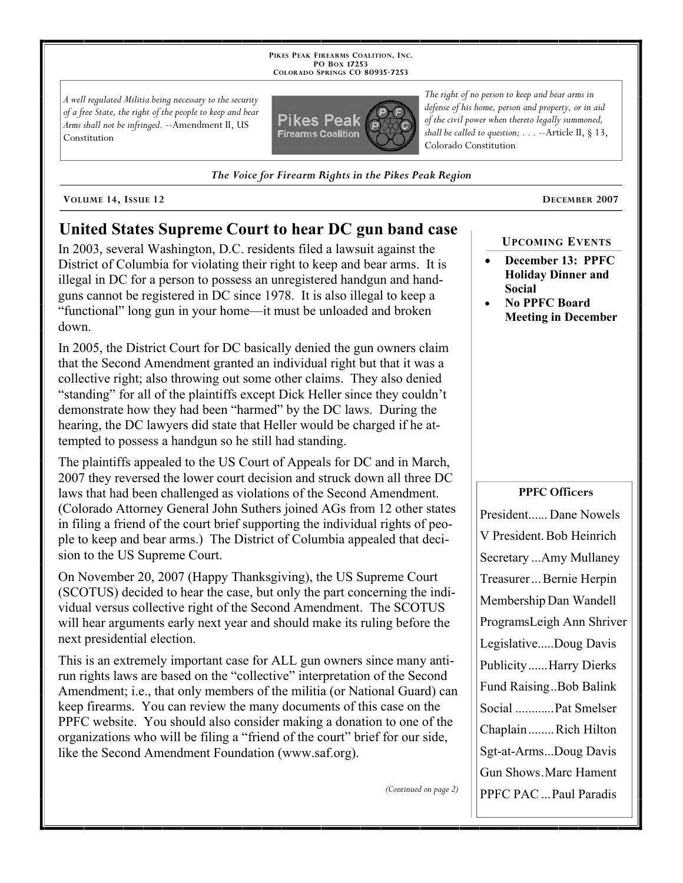PIKES PEAK FIREARMS COALITION, INC.
PO BOX 17253
COLORADO SPRINGS CO 80935-7253

*A well regulated Militia being necessary to the security of a free State, the right of the people to keep and bear Arms shall not be infringed.* --Amendment II, US Constitution

*The right of no person to keep and bear arms in defense of his home, person and property, or in aid of the civil power when thereto legally summoned, shall be called to question; . . .* --Article II, § 13, Colorado Constitution

***The Voice for Firearm Rights in the Pikes Peak Region***

VOLUME 14, ISSUE 12 — DECEMBER 2007

## United States Supreme Court to hear DC gun band case

In 2003, several Washington, D.C. residents filed a lawsuit against the District of Columbia for violating their right to keep and bear arms. It is illegal in DC for a person to possess an unregistered handgun and handguns cannot be registered in DC since 1978. It is also illegal to keep a "functional" long gun in your home—it must be unloaded and broken down.

In 2005, the District Court for DC basically denied the gun owners claim that the Second Amendment granted an individual right but that it was a collective right; also throwing out some other claims. They also denied "standing" for all of the plaintiffs except Dick Heller since they couldn't demonstrate how they had been "harmed" by the DC laws. During the hearing, the DC lawyers did state that Heller would be charged if he attempted to possess a handgun so he still had standing.

The plaintiffs appealed to the US Court of Appeals for DC and in March, 2007 they reversed the lower court decision and struck down all three DC laws that had been challenged as violations of the Second Amendment. (Colorado Attorney General John Suthers joined AGs from 12 other states in filing a friend of the court brief supporting the individual rights of people to keep and bear arms.) The District of Columbia appealed that decision to the US Supreme Court.

On November 20, 2007 (Happy Thanksgiving), the US Supreme Court (SCOTUS) decided to hear the case, but only the part concerning the individual versus collective right of the Second Amendment. The SCOTUS will hear arguments early next year and should make its ruling before the next presidential election.

This is an extremely important case for ALL gun owners since many anti-run rights laws are based on the "collective" interpretation of the Second Amendment; i.e., that only members of the militia (or National Guard) can keep firearms. You can review the many documents of this case on the PPFC website. You should also consider making a donation to one of the organizations who will be filing a "friend of the court" brief for our side, like the Second Amendment Foundation (www.saf.org).

*(Continued on page 2)*

### UPCOMING EVENTS

- **December 13: PPFC Holiday Dinner and Social**
- **No PPFC Board Meeting in December**

### PPFC Officers

| | |
|---|---|
| President | Dane Nowels |
| V President | Bob Heinrich |
| Secretary | Amy Mullaney |
| Treasurer | Bernie Herpin |
| Membership | Dan Wandell |
| Programs | Leigh Ann Shriver |
| Legislative | Doug Davis |
| Publicity | Harry Dierks |
| Fund Raising | Bob Balink |
| Social | Pat Smelser |
| Chaplain | Rich Hilton |
| Sgt-at-Arms | Doug Davis |
| Gun Shows | Marc Hament |
| PPFC PAC | Paul Paradis |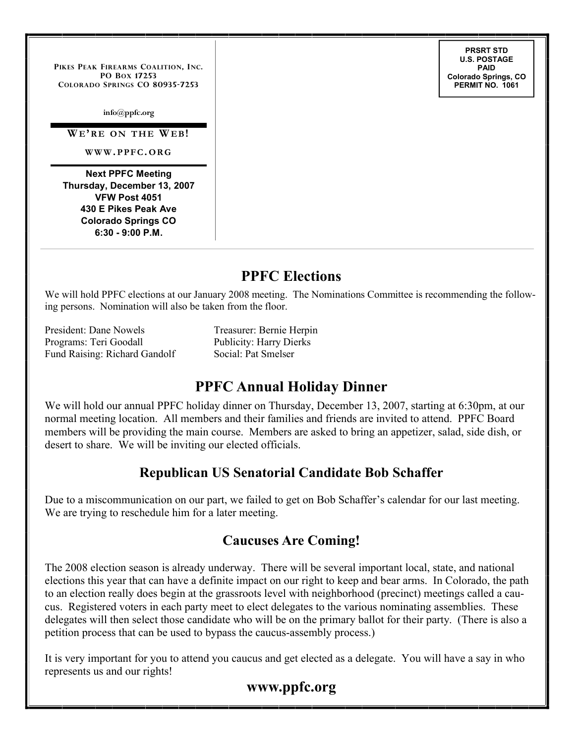PIKES PEAK FIREARMS COALITION, INC.
PO BOX 17253
COLORADO SPRINGS CO 80935-7253

info@ppfc.org

**WE'RE ON THE WEB!**

**WWW.PPFC.ORG**

**Next PPFC Meeting**
**Thursday, December 13, 2007**
**VFW Post 4051**
**430 E Pikes Peak Ave**
**Colorado Springs CO**
**6:30 - 9:00 P.M.**

PRSRT STD
U.S. POSTAGE
PAID
Colorado Springs, CO
PERMIT NO. 1061

## PPFC Elections

We will hold PPFC elections at our January 2008 meeting. The Nominations Committee is recommending the following persons. Nomination will also be taken from the floor.

President: Dane Nowels
Programs: Teri Goodall
Fund Raising: Richard Gandolf
Treasurer: Bernie Herpin
Publicity: Harry Dierks
Social: Pat Smelser

## PPFC Annual Holiday Dinner

We will hold our annual PPFC holiday dinner on Thursday, December 13, 2007, starting at 6:30pm, at our normal meeting location. All members and their families and friends are invited to attend. PPFC Board members will be providing the main course. Members are asked to bring an appetizer, salad, side dish, or desert to share. We will be inviting our elected officials.

### Republican US Senatorial Candidate Bob Schaffer

Due to a miscommunication on our part, we failed to get on Bob Schaffer's calendar for our last meeting. We are trying to reschedule him for a later meeting.

### Caucuses Are Coming!

The 2008 election season is already underway. There will be several important local, state, and national elections this year that can have a definite impact on our right to keep and bear arms. In Colorado, the path to an election really does begin at the grassroots level with neighborhood (precinct) meetings called a caucus. Registered voters in each party meet to elect delegates to the various nominating assemblies. These delegates will then select those candidate who will be on the primary ballot for their party. (There is also a petition process that can be used to bypass the caucus-assembly process.)

It is very important for you to attend you caucus and get elected as a delegate. You will have a say in who represents us and our rights!

**www.ppfc.org**